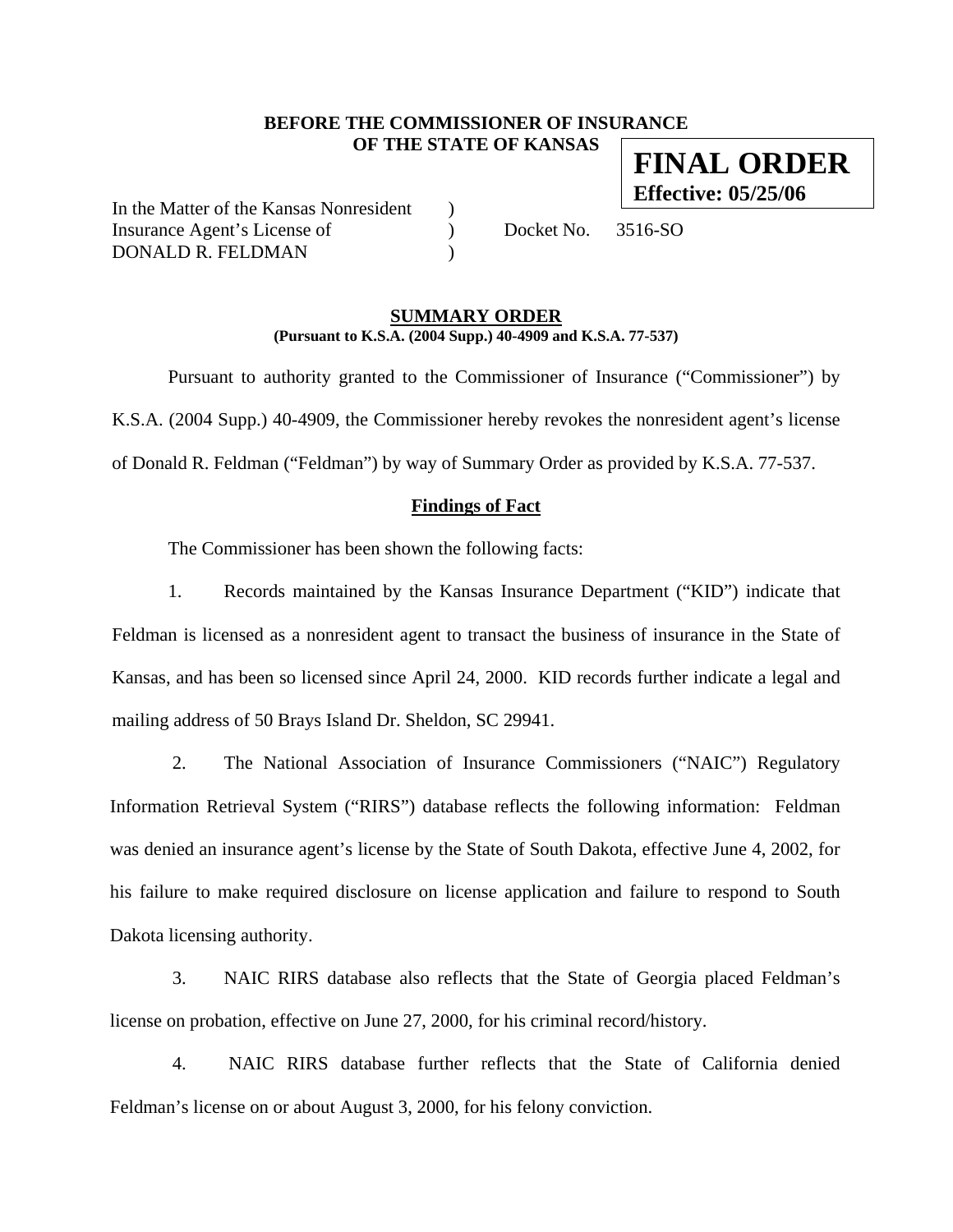**BEFORE THE COMMISSIONER OF INSURANCE**
**OF THE STATE OF KANSAS**

**FINAL ORDER**
**Effective: 05/25/06**

In the Matter of the Kansas Nonresident )
Insurance Agent's License of ) Docket No. 3516-SO
DONALD R. FELDMAN )

## SUMMARY ORDER

**(Pursuant to K.S.A. (2004 Supp.) 40-4909 and K.S.A. 77-537)**

Pursuant to authority granted to the Commissioner of Insurance ("Commissioner") by K.S.A. (2004 Supp.) 40-4909, the Commissioner hereby revokes the nonresident agent's license of Donald R. Feldman ("Feldman") by way of Summary Order as provided by K.S.A. 77-537.

### Findings of Fact

The Commissioner has been shown the following facts:

1. Records maintained by the Kansas Insurance Department ("KID") indicate that Feldman is licensed as a nonresident agent to transact the business of insurance in the State of Kansas, and has been so licensed since April 24, 2000. KID records further indicate a legal and mailing address of 50 Brays Island Dr. Sheldon, SC 29941.

2. The National Association of Insurance Commissioners ("NAIC") Regulatory Information Retrieval System ("RIRS") database reflects the following information: Feldman was denied an insurance agent's license by the State of South Dakota, effective June 4, 2002, for his failure to make required disclosure on license application and failure to respond to South Dakota licensing authority.

3. NAIC RIRS database also reflects that the State of Georgia placed Feldman's license on probation, effective on June 27, 2000, for his criminal record/history.

4. NAIC RIRS database further reflects that the State of California denied Feldman's license on or about August 3, 2000, for his felony conviction.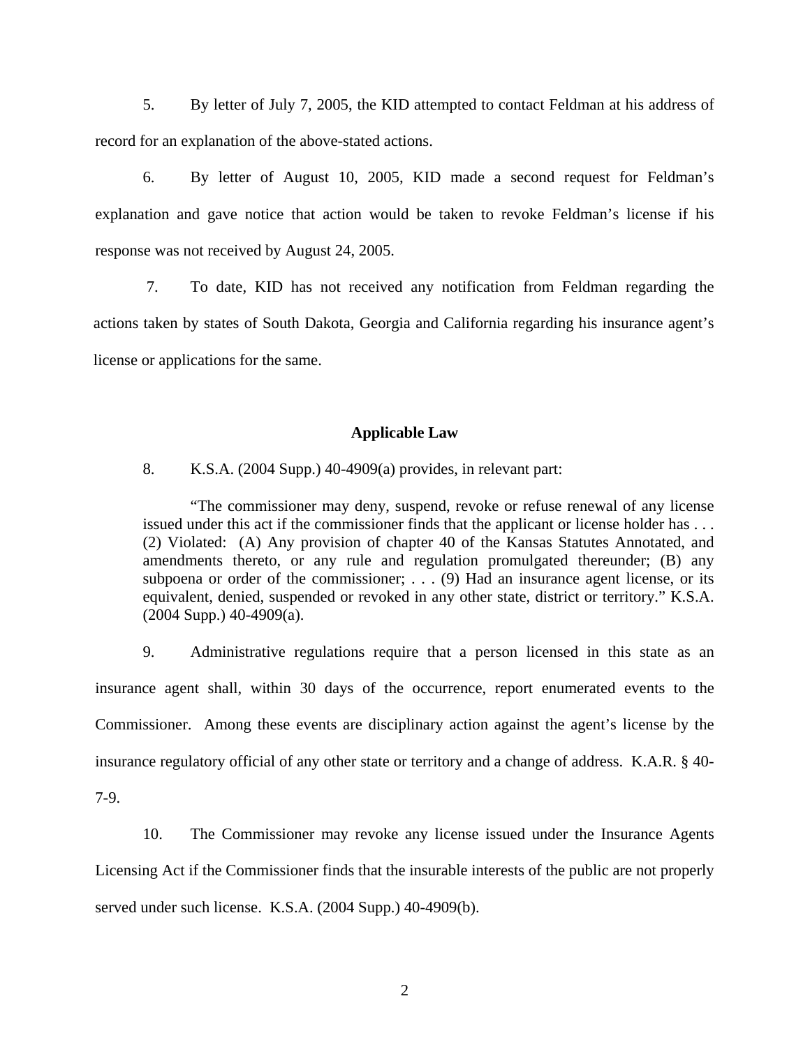5. By letter of July 7, 2005, the KID attempted to contact Feldman at his address of record for an explanation of the above-stated actions.

6. By letter of August 10, 2005, KID made a second request for Feldman's explanation and gave notice that action would be taken to revoke Feldman's license if his response was not received by August 24, 2005.

7. To date, KID has not received any notification from Feldman regarding the actions taken by states of South Dakota, Georgia and California regarding his insurance agent's license or applications for the same.

## Applicable Law

8. K.S.A. (2004 Supp.) 40-4909(a) provides, in relevant part:

> "The commissioner may deny, suspend, revoke or refuse renewal of any license issued under this act if the commissioner finds that the applicant or license holder has . . . (2) Violated: (A) Any provision of chapter 40 of the Kansas Statutes Annotated, and amendments thereto, or any rule and regulation promulgated thereunder; (B) any subpoena or order of the commissioner; . . . (9) Had an insurance agent license, or its equivalent, denied, suspended or revoked in any other state, district or territory." K.S.A. (2004 Supp.) 40-4909(a).

9. Administrative regulations require that a person licensed in this state as an insurance agent shall, within 30 days of the occurrence, report enumerated events to the Commissioner. Among these events are disciplinary action against the agent's license by the insurance regulatory official of any other state or territory and a change of address. K.A.R. § 40-7-9.

10. The Commissioner may revoke any license issued under the Insurance Agents Licensing Act if the Commissioner finds that the insurable interests of the public are not properly served under such license. K.S.A. (2004 Supp.) 40-4909(b).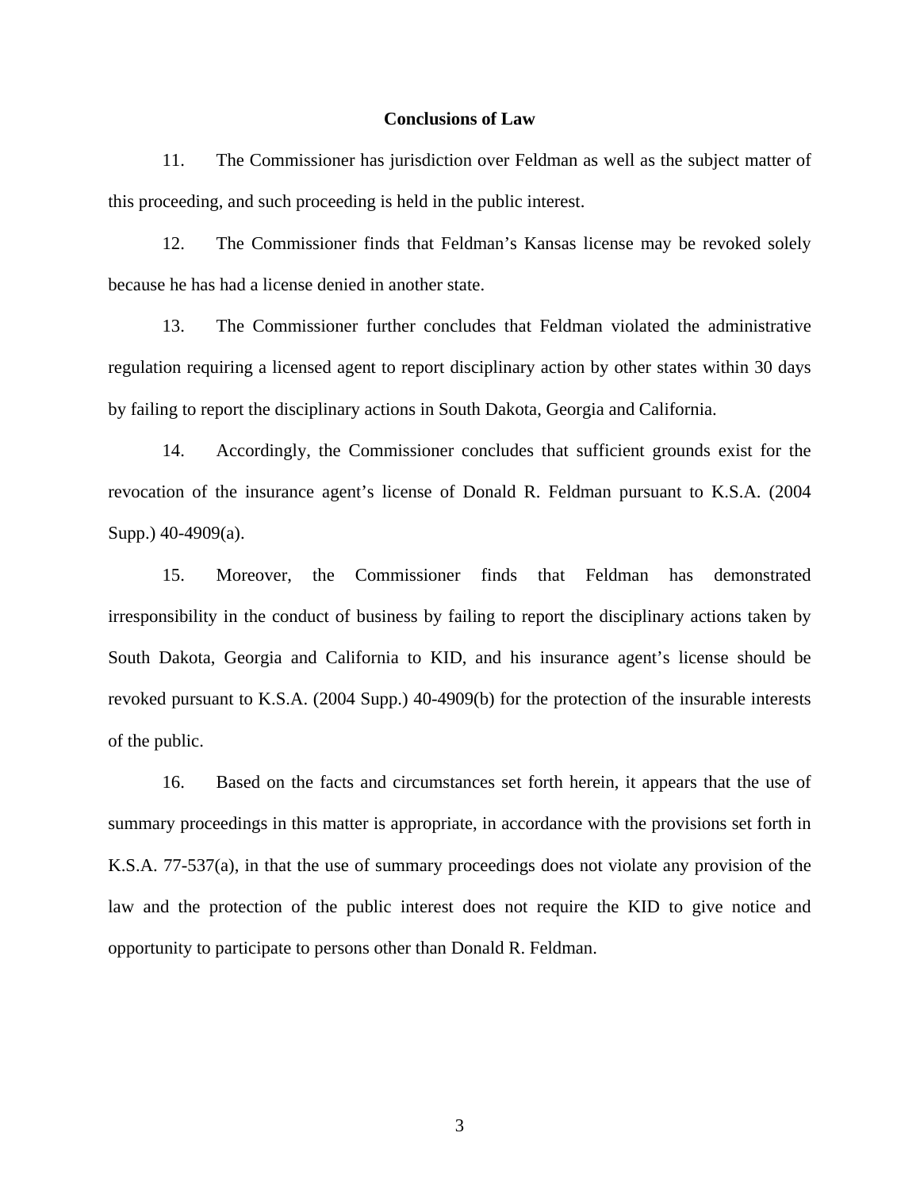## Conclusions of Law

11. The Commissioner has jurisdiction over Feldman as well as the subject matter of this proceeding, and such proceeding is held in the public interest.

12. The Commissioner finds that Feldman's Kansas license may be revoked solely because he has had a license denied in another state.

13. The Commissioner further concludes that Feldman violated the administrative regulation requiring a licensed agent to report disciplinary action by other states within 30 days by failing to report the disciplinary actions in South Dakota, Georgia and California.

14. Accordingly, the Commissioner concludes that sufficient grounds exist for the revocation of the insurance agent's license of Donald R. Feldman pursuant to K.S.A. (2004 Supp.) 40-4909(a).

15. Moreover, the Commissioner finds that Feldman has demonstrated irresponsibility in the conduct of business by failing to report the disciplinary actions taken by South Dakota, Georgia and California to KID, and his insurance agent's license should be revoked pursuant to K.S.A. (2004 Supp.) 40-4909(b) for the protection of the insurable interests of the public.

16. Based on the facts and circumstances set forth herein, it appears that the use of summary proceedings in this matter is appropriate, in accordance with the provisions set forth in K.S.A. 77-537(a), in that the use of summary proceedings does not violate any provision of the law and the protection of the public interest does not require the KID to give notice and opportunity to participate to persons other than Donald R. Feldman.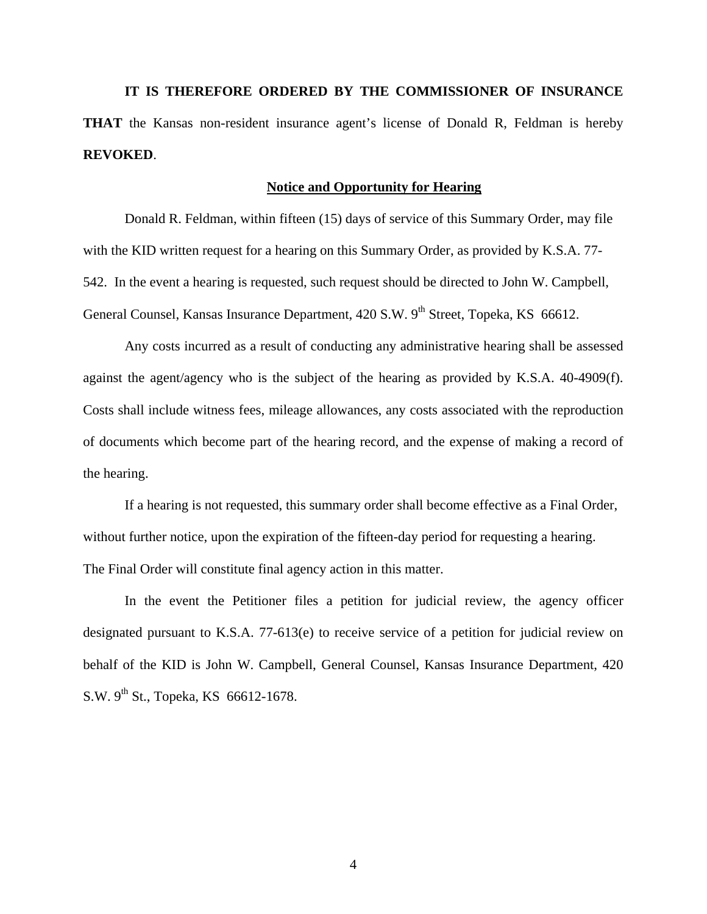**IT IS THEREFORE ORDERED BY THE COMMISSIONER OF INSURANCE THAT** the Kansas non-resident insurance agent's license of Donald R, Feldman is hereby **REVOKED**.

**Notice and Opportunity for Hearing**

Donald R. Feldman, within fifteen (15) days of service of this Summary Order, may file with the KID written request for a hearing on this Summary Order, as provided by K.S.A. 77-542. In the event a hearing is requested, such request should be directed to John W. Campbell, General Counsel, Kansas Insurance Department, 420 S.W. 9th Street, Topeka, KS 66612.

Any costs incurred as a result of conducting any administrative hearing shall be assessed against the agent/agency who is the subject of the hearing as provided by K.S.A. 40-4909(f). Costs shall include witness fees, mileage allowances, any costs associated with the reproduction of documents which become part of the hearing record, and the expense of making a record of the hearing.

If a hearing is not requested, this summary order shall become effective as a Final Order, without further notice, upon the expiration of the fifteen-day period for requesting a hearing. The Final Order will constitute final agency action in this matter.

In the event the Petitioner files a petition for judicial review, the agency officer designated pursuant to K.S.A. 77-613(e) to receive service of a petition for judicial review on behalf of the KID is John W. Campbell, General Counsel, Kansas Insurance Department, 420 S.W. 9th St., Topeka, KS 66612-1678.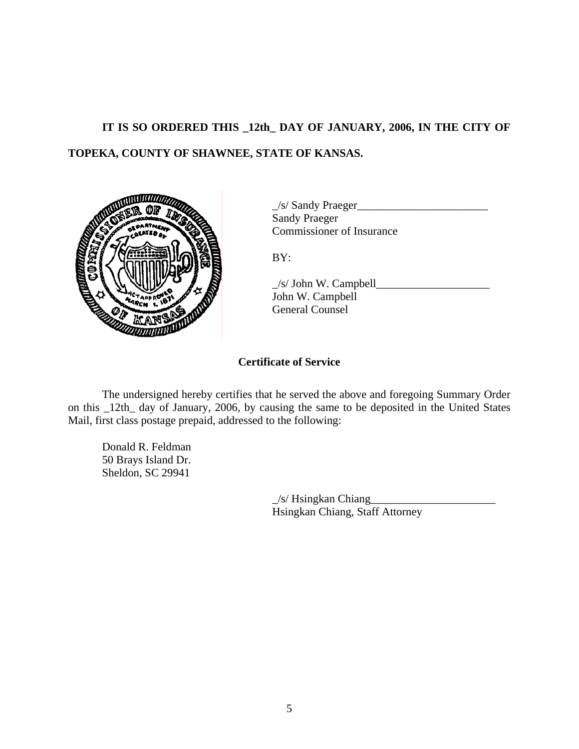**IT IS SO ORDERED THIS _12th_ DAY OF JANUARY, 2006, IN THE CITY OF TOPEKA, COUNTY OF SHAWNEE, STATE OF KANSAS.**

_/s/ Sandy Praeger_______________________
Sandy Praeger
Commissioner of Insurance

BY:

_/s/ John W. Campbell____________________
John W. Campbell
General Counsel

**Certificate of Service**

The undersigned hereby certifies that he served the above and foregoing Summary Order on this _12th_ day of January, 2006, by causing the same to be deposited in the United States Mail, first class postage prepaid, addressed to the following:

Donald R. Feldman
50 Brays Island Dr.
Sheldon, SC 29941

_/s/ Hsingkan Chiang______________________
Hsingkan Chiang, Staff Attorney